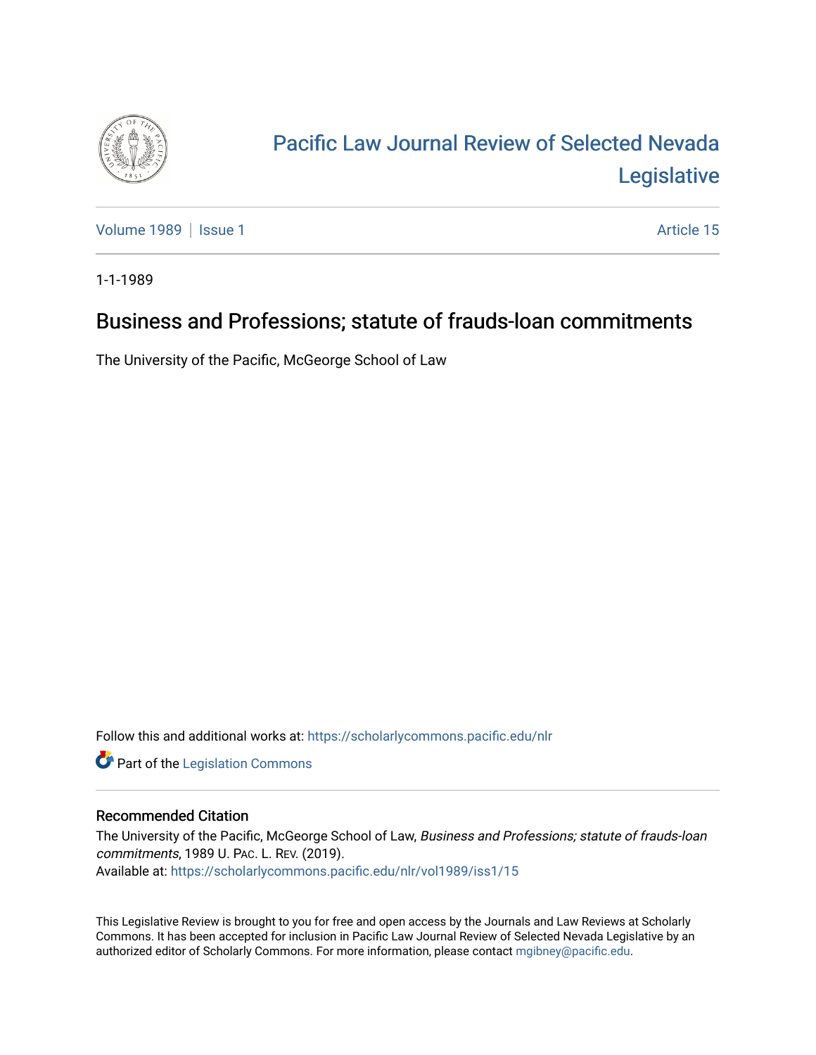# Pacific Law Journal Review of Selected Nevada Legislative

Volume 1989 | Issue 1 Article 15

1-1-1989

## Business and Professions; statute of frauds-loan commitments

The University of the Pacific, McGeorge School of Law

Follow this and additional works at: https://scholarlycommons.pacific.edu/nlr

Part of the Legislation Commons

### Recommended Citation

The University of the Pacific, McGeorge School of Law, *Business and Professions; statute of frauds-loan commitments*, 1989 U. PAC. L. REV. (2019).
Available at: https://scholarlycommons.pacific.edu/nlr/vol1989/iss1/15

This Legislative Review is brought to you for free and open access by the Journals and Law Reviews at Scholarly Commons. It has been accepted for inclusion in Pacific Law Journal Review of Selected Nevada Legislative by an authorized editor of Scholarly Commons. For more information, please contact mgibney@pacific.edu.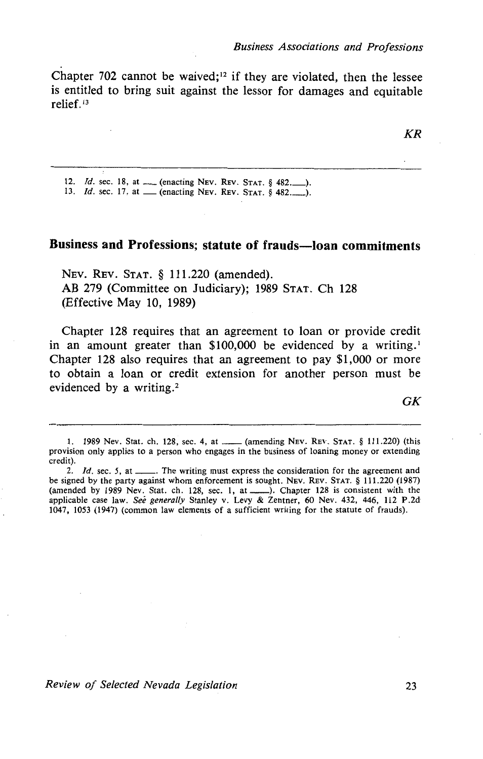Chapter 702 cannot be waived;[12] if they are violated, then the lessee is entitled to bring suit against the lessor for damages and equitable relief.[13]

*KR*

---

12. *Id.* sec. 18, at ___ (enacting NEV. REV. STAT. § 482.___).
13. *Id.* sec. 17, at ___ (enacting NEV. REV. STAT. § 482.___).

## Business and Professions; statute of frauds—loan commitments

NEV. REV. STAT. § 111.220 (amended).
AB 279 (Committee on Judiciary); 1989 STAT. Ch 128
(Effective May 10, 1989)

Chapter 128 requires that an agreement to loan or provide credit in an amount greater than $100,000 be evidenced by a writing.[1] Chapter 128 also requires that an agreement to pay $1,000 or more to obtain a loan or credit extension for another person must be evidenced by a writing.[2]

*GK*

---

1. 1989 Nev. Stat. ch. 128, sec. 4, at ___ (amending NEV. REV. STAT. § 111.220) (this provision only applies to a person who engages in the business of loaning money or extending credit).
2. *Id.* sec. 5, at ___. The writing must express the consideration for the agreement and be signed by the party against whom enforcement is sought. NEV. REV. STAT. § 111.220 (1987) (amended by 1989 Nev. Stat. ch. 128, sec. 1, at ___). Chapter 128 is consistent with the applicable case law. *See generally* Stanley v. Levy & Zentner, 60 Nev. 432, 446, 112 P.2d 1047, 1053 (1947) (common law elements of a sufficient writing for the statute of frauds).